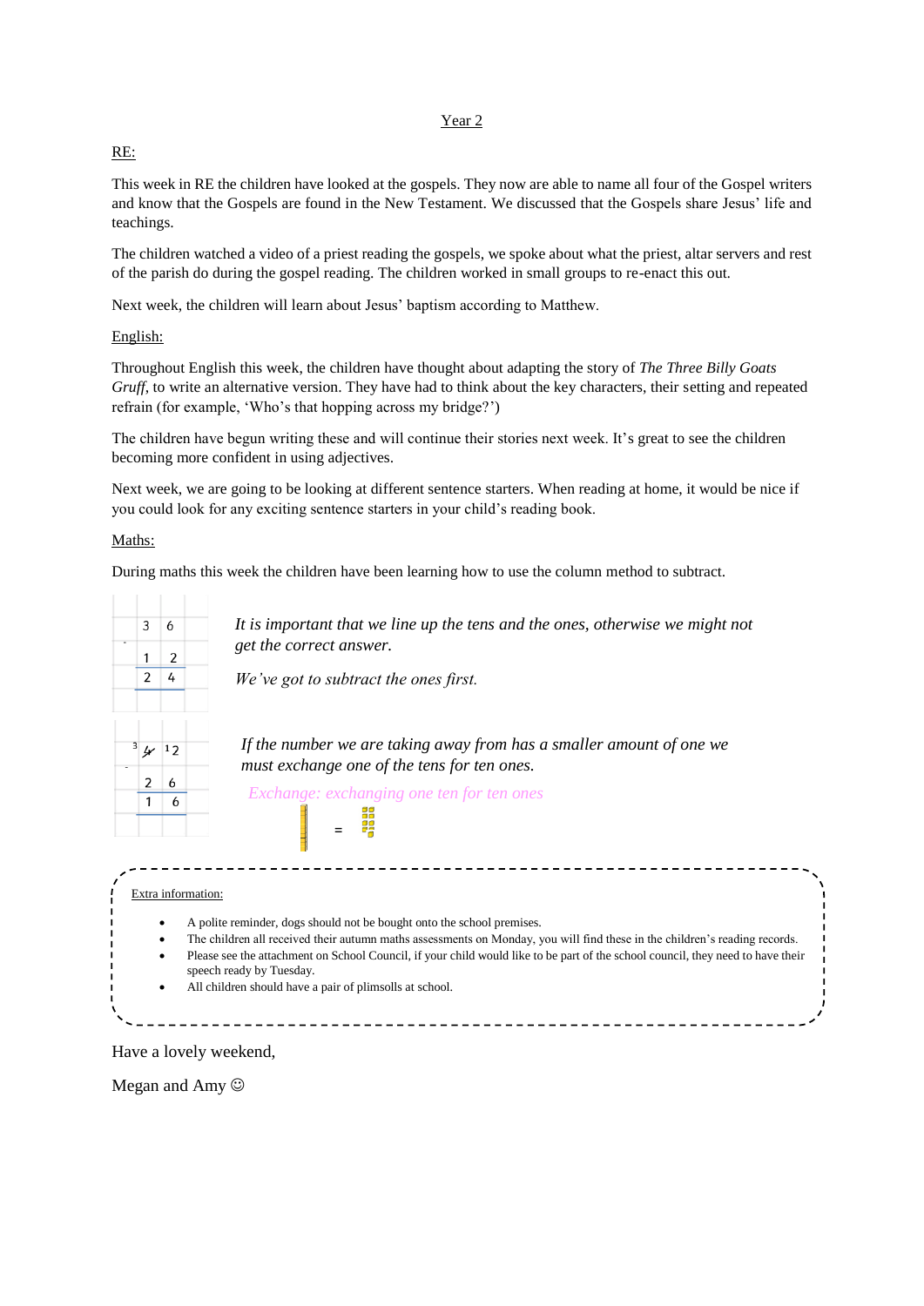## Year 2

### RE:

This week in RE the children have looked at the gospels. They now are able to name all four of the Gospel writers and know that the Gospels are found in the New Testament. We discussed that the Gospels share Jesus' life and teachings.

The children watched a video of a priest reading the gospels, we spoke about what the priest, altar servers and rest of the parish do during the gospel reading. The children worked in small groups to re-enact this out.

Next week, the children will learn about Jesus' baptism according to Matthew.

### English:

Throughout English this week, the children have thought about adapting the story of *The Three Billy Goats Gruff*, to write an alternative version. They have had to think about the key characters, their setting and repeated refrain (for example, 'Who's that hopping across my bridge?')

The children have begun writing these and will continue their stories next week. It's great to see the children becoming more confident in using adjectives.

Next week, we are going to be looking at different sentence starters. When reading at home, it would be nice if you could look for any exciting sentence starters in your child's reading book.

### Maths:

During maths this week the children have been learning how to use the column method to subtract.

|   | 3 | 6 |
|---|---|---|
| - | 1 | 2 |
|   | 2 | 4 |

*It is important that we line up the tens and the ones, otherwise we might not get the correct answer.*

*We've got to subtract the ones first.*

|   | ~~4~~ 3 | 12 |
|---|---|---|
| - | 2 | 6 |
|   | 1 | 6 |

*If the number we are taking away from has a smaller amount of one we must exchange one of the tens for ten ones.*

*Exchange: exchanging one ten for ten ones*

=

---

Extra information:

- A polite reminder, dogs should not be bought onto the school premises.
- The children all received their autumn maths assessments on Monday, you will find these in the children's reading records.
- Please see the attachment on School Council, if your child would like to be part of the school council, they need to have their speech ready by Tuesday.
- All children should have a pair of plimsolls at school.

---

Have a lovely weekend,

Megan and Amy ☺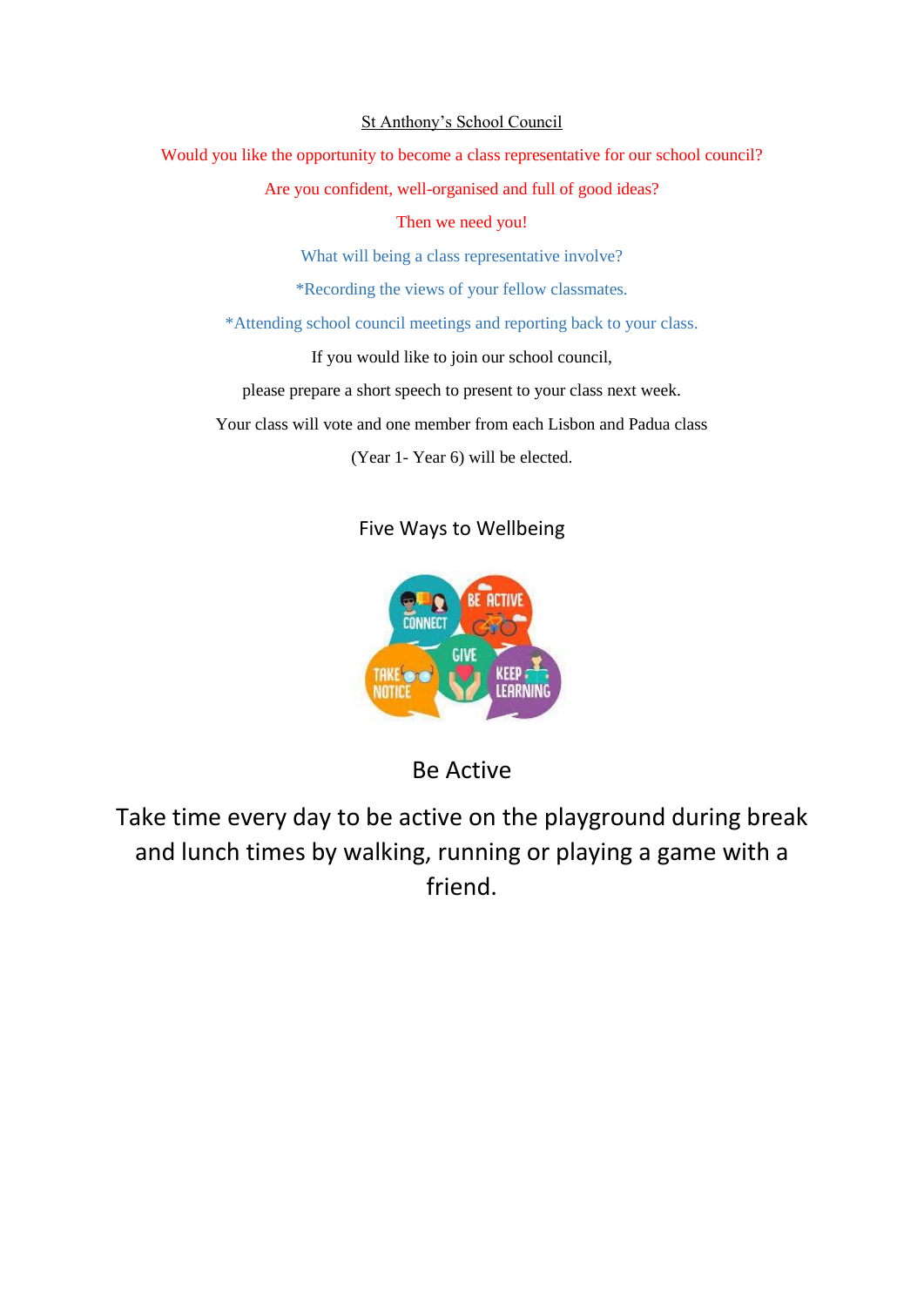St Anthony's School Council

Would you like the opportunity to become a class representative for our school council?

Are you confident, well-organised and full of good ideas?

Then we need you!

What will being a class representative involve?

*Recording the views of your fellow classmates.

*Attending school council meetings and reporting back to your class.

If you would like to join our school council,

please prepare a short speech to present to your class next week.

Your class will vote and one member from each Lisbon and Padua class

(Year 1- Year 6) will be elected.

## Five Ways to Wellbeing

## Be Active

Take time every day to be active on the playground during break and lunch times by walking, running or playing a game with a friend.